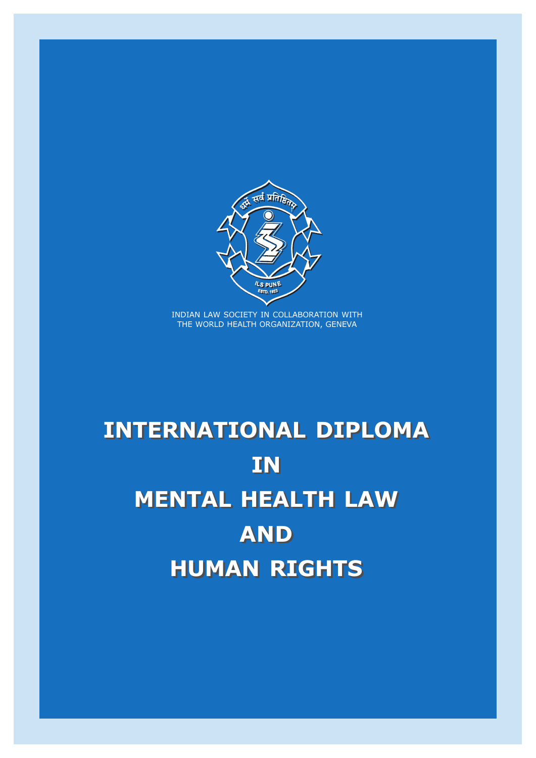धर्मे सर्वं प्रतिष्ठितम्

ILS PUNE
ESTD. 1923

INDIAN LAW SOCIETY IN COLLABORATION WITH
THE WORLD HEALTH ORGANIZATION, GENEVA

# INTERNATIONAL DIPLOMA IN MENTAL HEALTH LAW AND HUMAN RIGHTS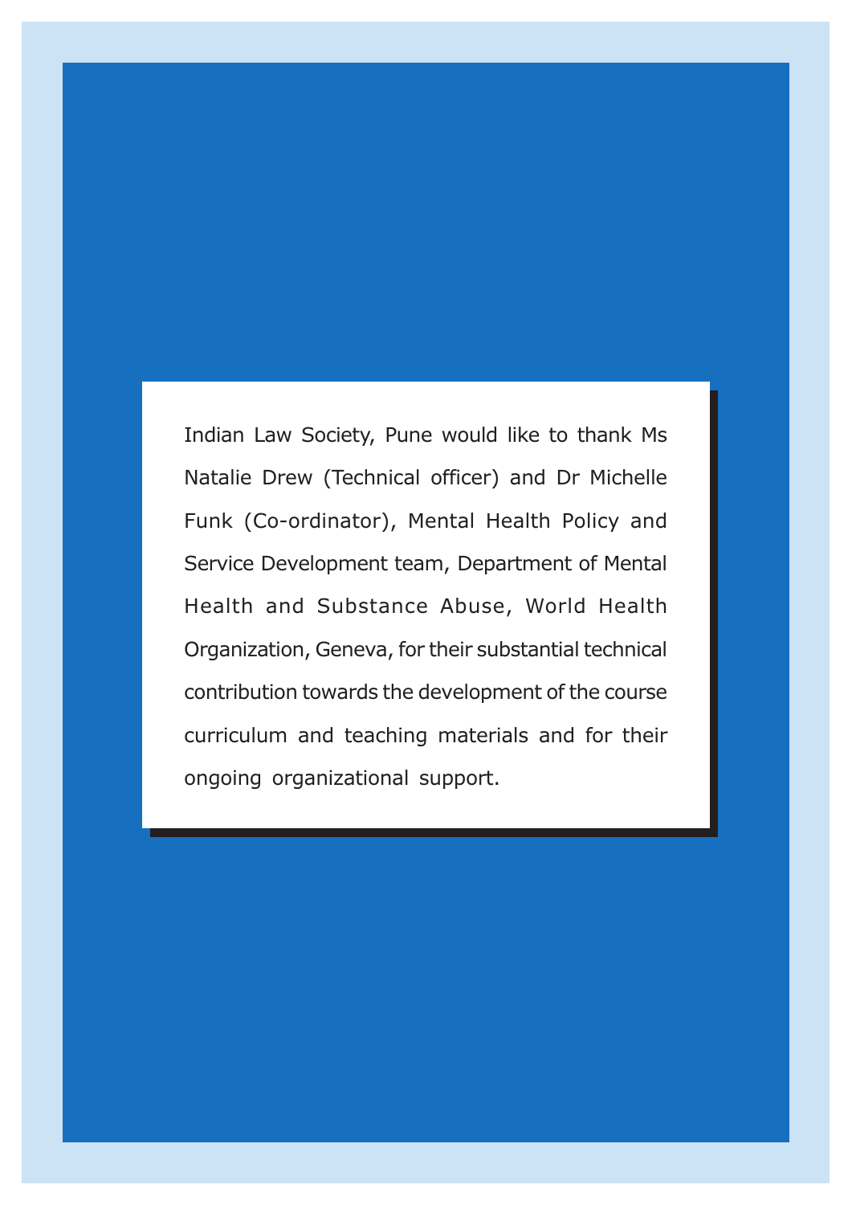Indian Law Society, Pune would like to thank Ms Natalie Drew (Technical officer) and Dr Michelle Funk (Co-ordinator), Mental Health Policy and Service Development team, Department of Mental Health and Substance Abuse, World Health Organization, Geneva, for their substantial technical contribution towards the development of the course curriculum and teaching materials and for their ongoing organizational support.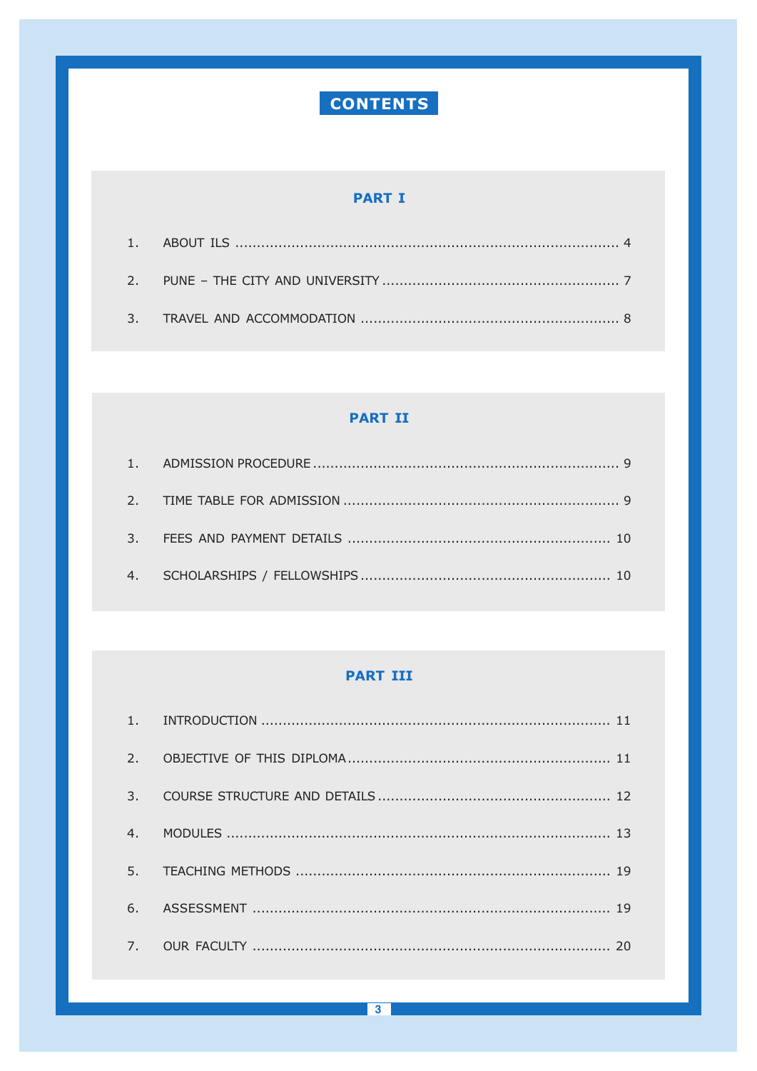# CONTENTS

## PART I

1. ABOUT ILS ........................................ 4
2. PUNE – THE CITY AND UNIVERSITY ........................................ 7
3. TRAVEL AND ACCOMMODATION ........................................ 8

## PART II

1. ADMISSION PROCEDURE ........................................ 9
2. TIME TABLE FOR ADMISSION ........................................ 9
3. FEES AND PAYMENT DETAILS ........................................ 10
4. SCHOLARSHIPS / FELLOWSHIPS ........................................ 10

## PART III

1. INTRODUCTION ........................................ 11
2. OBJECTIVE OF THIS DIPLOMA ........................................ 11
3. COURSE STRUCTURE AND DETAILS ........................................ 12
4. MODULES ........................................ 13
5. TEACHING METHODS ........................................ 19
6. ASSESSMENT ........................................ 19
7. OUR FACULTY ........................................ 20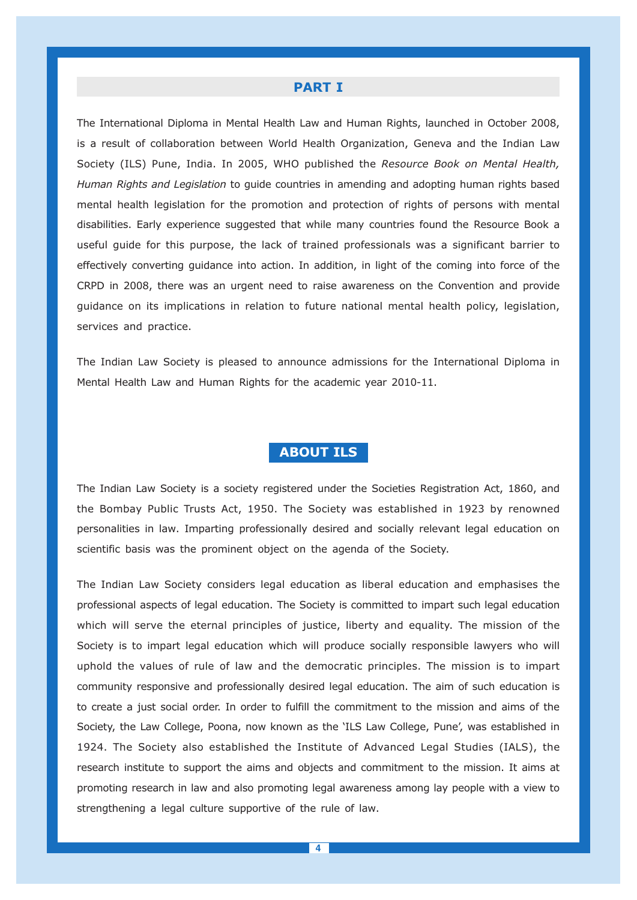## PART I

The International Diploma in Mental Health Law and Human Rights, launched in October 2008, is a result of collaboration between World Health Organization, Geneva and the Indian Law Society (ILS) Pune, India. In 2005, WHO published the *Resource Book on Mental Health, Human Rights and Legislation* to guide countries in amending and adopting human rights based mental health legislation for the promotion and protection of rights of persons with mental disabilities. Early experience suggested that while many countries found the Resource Book a useful guide for this purpose, the lack of trained professionals was a significant barrier to effectively converting guidance into action. In addition, in light of the coming into force of the CRPD in 2008, there was an urgent need to raise awareness on the Convention and provide guidance on its implications in relation to future national mental health policy, legislation, services and practice.

The Indian Law Society is pleased to announce admissions for the International Diploma in Mental Health Law and Human Rights for the academic year 2010-11.

## ABOUT ILS

The Indian Law Society is a society registered under the Societies Registration Act, 1860, and the Bombay Public Trusts Act, 1950. The Society was established in 1923 by renowned personalities in law. Imparting professionally desired and socially relevant legal education on scientific basis was the prominent object on the agenda of the Society.

The Indian Law Society considers legal education as liberal education and emphasises the professional aspects of legal education. The Society is committed to impart such legal education which will serve the eternal principles of justice, liberty and equality. The mission of the Society is to impart legal education which will produce socially responsible lawyers who will uphold the values of rule of law and the democratic principles. The mission is to impart community responsive and professionally desired legal education. The aim of such education is to create a just social order. In order to fulfill the commitment to the mission and aims of the Society, the Law College, Poona, now known as the 'ILS Law College, Pune', was established in 1924. The Society also established the Institute of Advanced Legal Studies (IALS), the research institute to support the aims and objects and commitment to the mission. It aims at promoting research in law and also promoting legal awareness among lay people with a view to strengthening a legal culture supportive of the rule of law.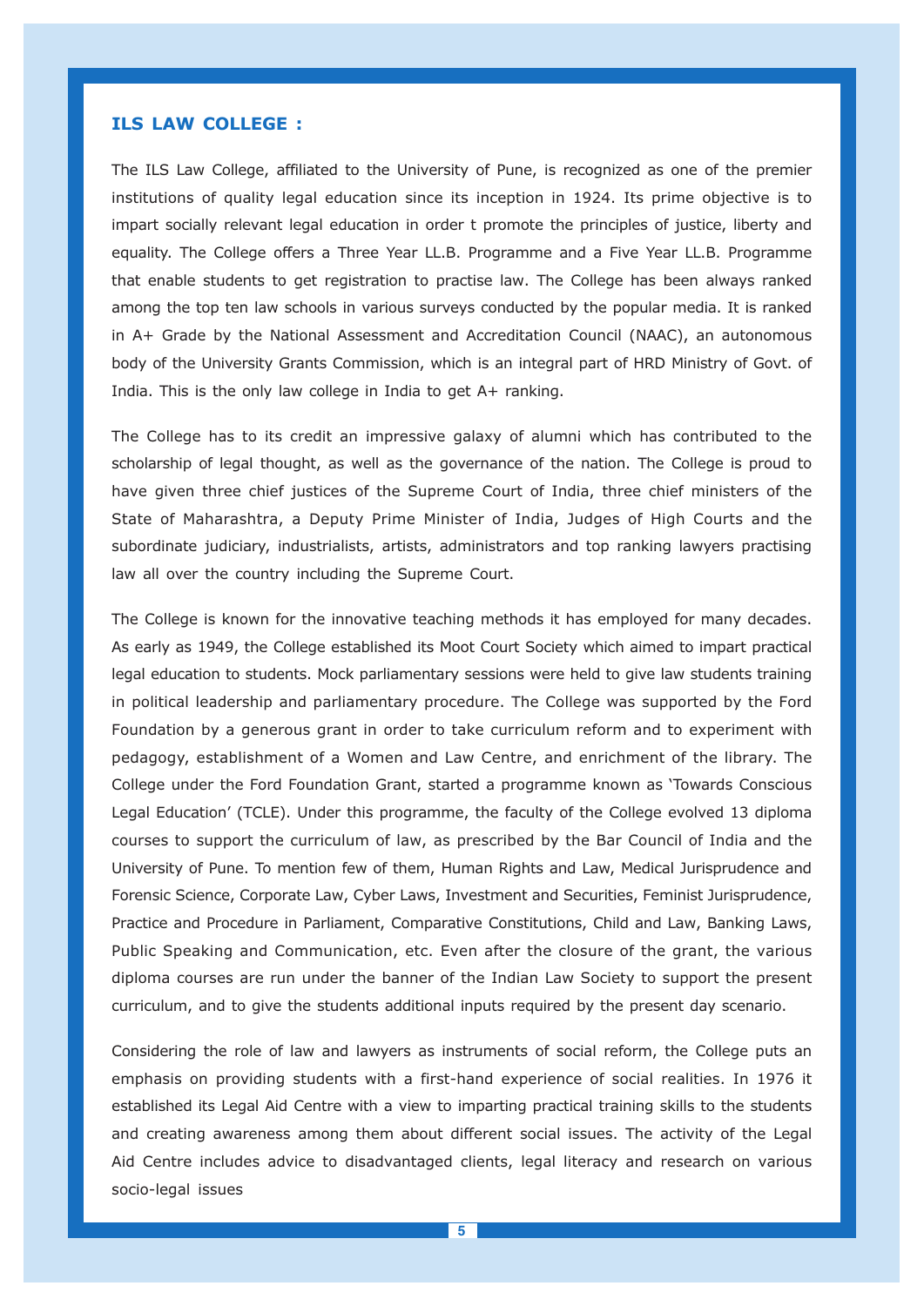## ILS LAW COLLEGE :

The ILS Law College, affiliated to the University of Pune, is recognized as one of the premier institutions of quality legal education since its inception in 1924. Its prime objective is to impart socially relevant legal education in order t promote the principles of justice, liberty and equality. The College offers a Three Year LL.B. Programme and a Five Year LL.B. Programme that enable students to get registration to practise law. The College has been always ranked among the top ten law schools in various surveys conducted by the popular media. It is ranked in A+ Grade by the National Assessment and Accreditation Council (NAAC), an autonomous body of the University Grants Commission, which is an integral part of HRD Ministry of Govt. of India. This is the only law college in India to get A+ ranking.

The College has to its credit an impressive galaxy of alumni which has contributed to the scholarship of legal thought, as well as the governance of the nation. The College is proud to have given three chief justices of the Supreme Court of India, three chief ministers of the State of Maharashtra, a Deputy Prime Minister of India, Judges of High Courts and the subordinate judiciary, industrialists, artists, administrators and top ranking lawyers practising law all over the country including the Supreme Court.

The College is known for the innovative teaching methods it has employed for many decades. As early as 1949, the College established its Moot Court Society which aimed to impart practical legal education to students. Mock parliamentary sessions were held to give law students training in political leadership and parliamentary procedure. The College was supported by the Ford Foundation by a generous grant in order to take curriculum reform and to experiment with pedagogy, establishment of a Women and Law Centre, and enrichment of the library. The College under the Ford Foundation Grant, started a programme known as 'Towards Conscious Legal Education' (TCLE). Under this programme, the faculty of the College evolved 13 diploma courses to support the curriculum of law, as prescribed by the Bar Council of India and the University of Pune. To mention few of them, Human Rights and Law, Medical Jurisprudence and Forensic Science, Corporate Law, Cyber Laws, Investment and Securities, Feminist Jurisprudence, Practice and Procedure in Parliament, Comparative Constitutions, Child and Law, Banking Laws, Public Speaking and Communication, etc. Even after the closure of the grant, the various diploma courses are run under the banner of the Indian Law Society to support the present curriculum, and to give the students additional inputs required by the present day scenario.

Considering the role of law and lawyers as instruments of social reform, the College puts an emphasis on providing students with a first-hand experience of social realities. In 1976 it established its Legal Aid Centre with a view to imparting practical training skills to the students and creating awareness among them about different social issues. The activity of the Legal Aid Centre includes advice to disadvantaged clients, legal literacy and research on various socio-legal issues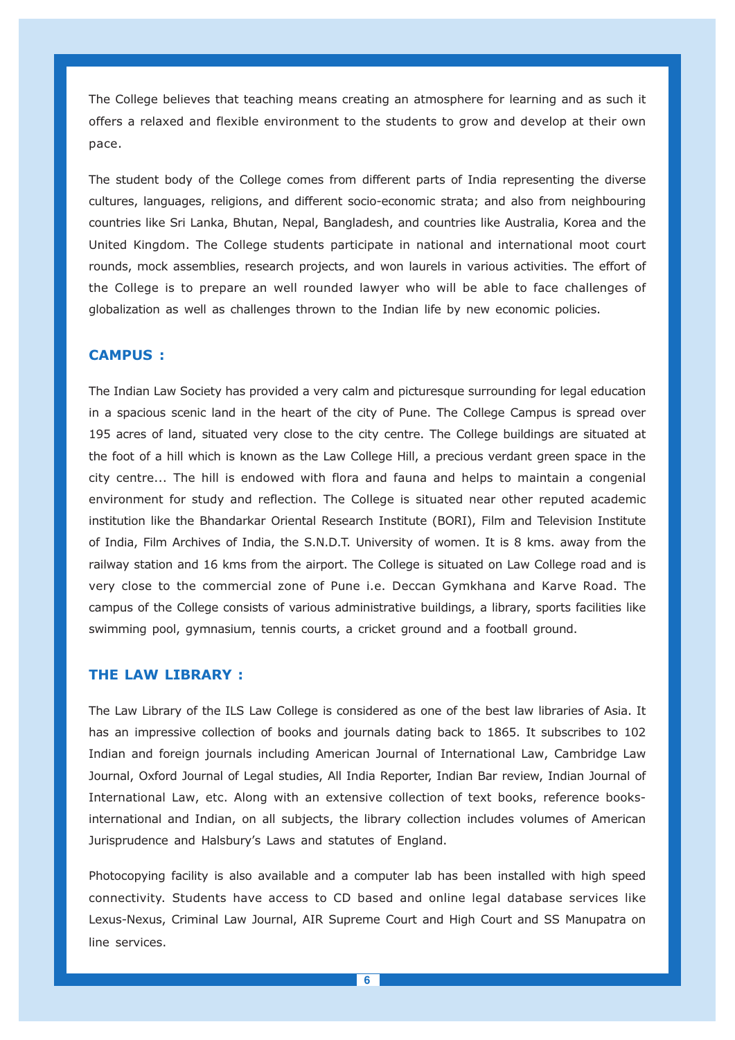The College believes that teaching means creating an atmosphere for learning and as such it offers a relaxed and flexible environment to the students to grow and develop at their own pace.

The student body of the College comes from different parts of India representing the diverse cultures, languages, religions, and different socio-economic strata; and also from neighbouring countries like Sri Lanka, Bhutan, Nepal, Bangladesh, and countries like Australia, Korea and the United Kingdom. The College students participate in national and international moot court rounds, mock assemblies, research projects, and won laurels in various activities. The effort of the College is to prepare an well rounded lawyer who will be able to face challenges of globalization as well as challenges thrown to the Indian life by new economic policies.

## CAMPUS :

The Indian Law Society has provided a very calm and picturesque surrounding for legal education in a spacious scenic land in the heart of the city of Pune. The College Campus is spread over 195 acres of land, situated very close to the city centre. The College buildings are situated at the foot of a hill which is known as the Law College Hill, a precious verdant green space in the city centre... The hill is endowed with flora and fauna and helps to maintain a congenial environment for study and reflection. The College is situated near other reputed academic institution like the Bhandarkar Oriental Research Institute (BORI), Film and Television Institute of India, Film Archives of India, the S.N.D.T. University of women. It is 8 kms. away from the railway station and 16 kms from the airport. The College is situated on Law College road and is very close to the commercial zone of Pune i.e. Deccan Gymkhana and Karve Road. The campus of the College consists of various administrative buildings, a library, sports facilities like swimming pool, gymnasium, tennis courts, a cricket ground and a football ground.

## THE LAW LIBRARY :

The Law Library of the ILS Law College is considered as one of the best law libraries of Asia. It has an impressive collection of books and journals dating back to 1865. It subscribes to 102 Indian and foreign journals including American Journal of International Law, Cambridge Law Journal, Oxford Journal of Legal studies, All India Reporter, Indian Bar review, Indian Journal of International Law, etc. Along with an extensive collection of text books, reference books-international and Indian, on all subjects, the library collection includes volumes of American Jurisprudence and Halsbury's Laws and statutes of England.

Photocopying facility is also available and a computer lab has been installed with high speed connectivity. Students have access to CD based and online legal database services like Lexus-Nexus, Criminal Law Journal, AIR Supreme Court and High Court and SS Manupatra on line services.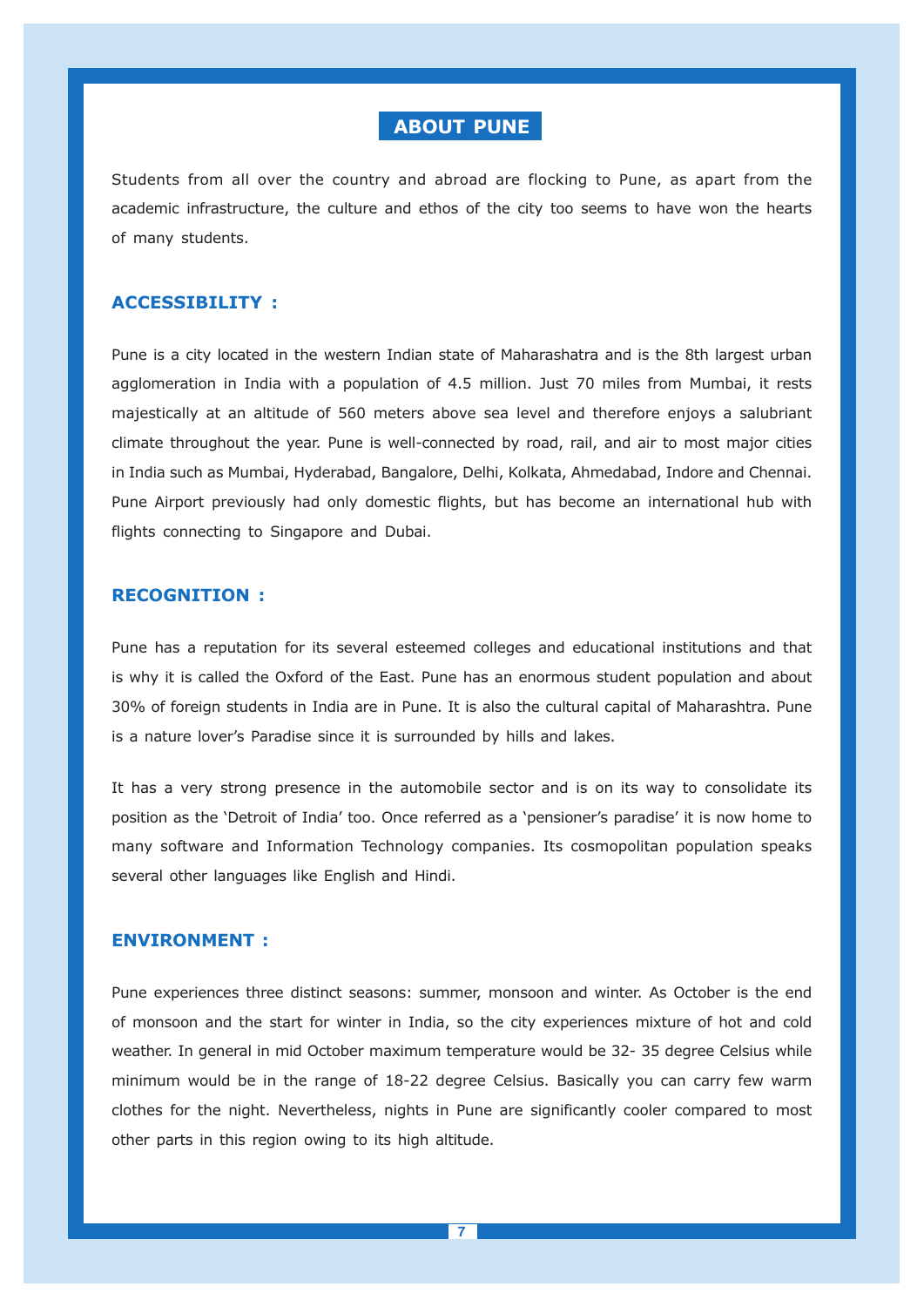# ABOUT PUNE

Students from all over the country and abroad are flocking to Pune, as apart from the academic infrastructure, the culture and ethos of the city too seems to have won the hearts of many students.

## ACCESSIBILITY :

Pune is a city located in the western Indian state of Maharashatra and is the 8th largest urban agglomeration in India with a population of 4.5 million. Just 70 miles from Mumbai, it rests majestically at an altitude of 560 meters above sea level and therefore enjoys a salubriant climate throughout the year. Pune is well-connected by road, rail, and air to most major cities in India such as Mumbai, Hyderabad, Bangalore, Delhi, Kolkata, Ahmedabad, Indore and Chennai. Pune Airport previously had only domestic flights, but has become an international hub with flights connecting to Singapore and Dubai.

## RECOGNITION :

Pune has a reputation for its several esteemed colleges and educational institutions and that is why it is called the Oxford of the East. Pune has an enormous student population and about 30% of foreign students in India are in Pune. It is also the cultural capital of Maharashtra. Pune is a nature lover's Paradise since it is surrounded by hills and lakes.

It has a very strong presence in the automobile sector and is on its way to consolidate its position as the 'Detroit of India' too. Once referred as a 'pensioner's paradise' it is now home to many software and Information Technology companies. Its cosmopolitan population speaks several other languages like English and Hindi.

## ENVIRONMENT :

Pune experiences three distinct seasons: summer, monsoon and winter. As October is the end of monsoon and the start for winter in India, so the city experiences mixture of hot and cold weather. In general in mid October maximum temperature would be 32- 35 degree Celsius while minimum would be in the range of 18-22 degree Celsius. Basically you can carry few warm clothes for the night. Nevertheless, nights in Pune are significantly cooler compared to most other parts in this region owing to its high altitude.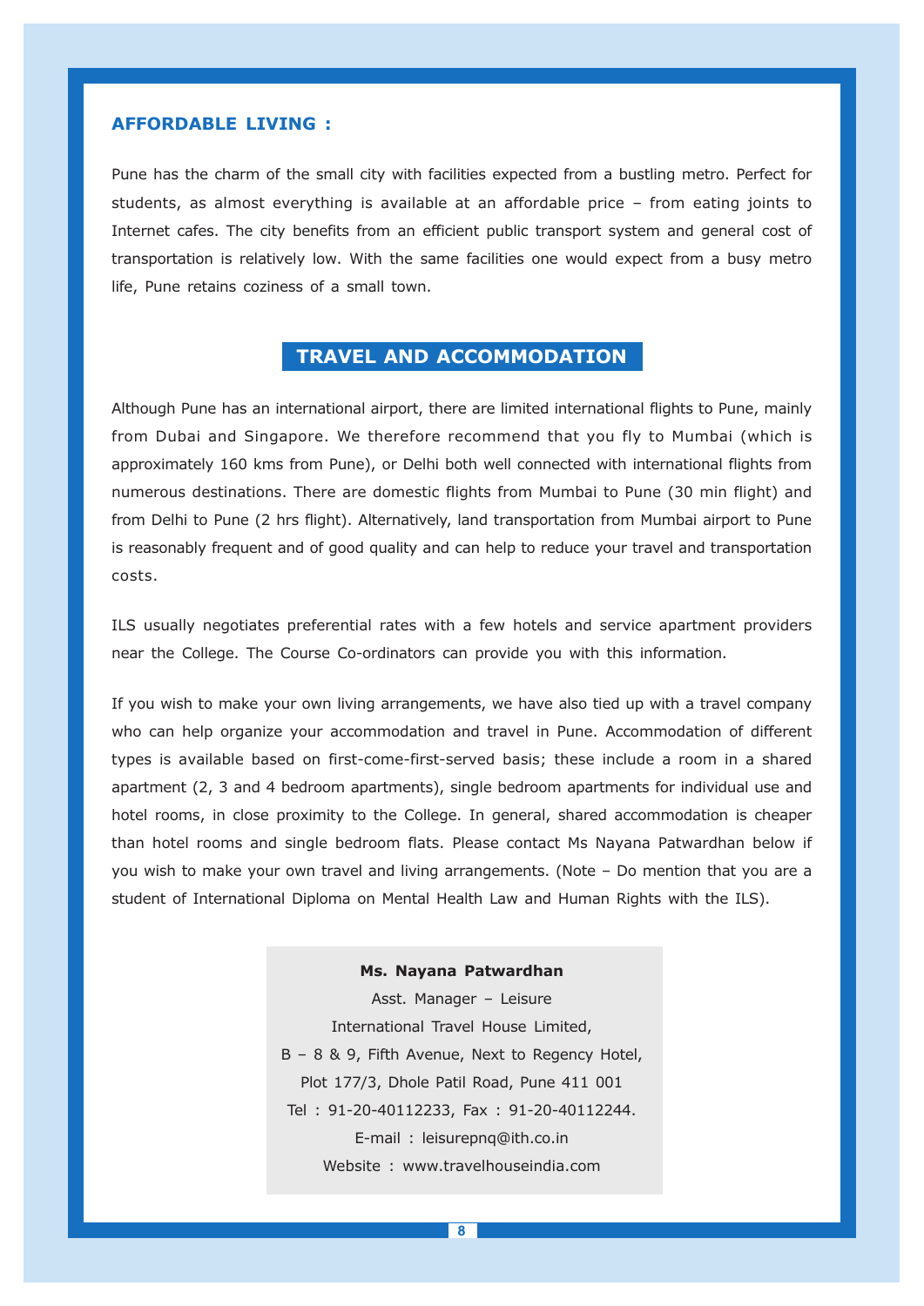## AFFORDABLE LIVING :

Pune has the charm of the small city with facilities expected from a bustling metro. Perfect for students, as almost everything is available at an affordable price – from eating joints to Internet cafes. The city benefits from an efficient public transport system and general cost of transportation is relatively low. With the same facilities one would expect from a busy metro life, Pune retains coziness of a small town.

## TRAVEL AND ACCOMMODATION

Although Pune has an international airport, there are limited international flights to Pune, mainly from Dubai and Singapore. We therefore recommend that you fly to Mumbai (which is approximately 160 kms from Pune), or Delhi both well connected with international flights from numerous destinations. There are domestic flights from Mumbai to Pune (30 min flight) and from Delhi to Pune (2 hrs flight). Alternatively, land transportation from Mumbai airport to Pune is reasonably frequent and of good quality and can help to reduce your travel and transportation costs.

ILS usually negotiates preferential rates with a few hotels and service apartment providers near the College. The Course Co-ordinators can provide you with this information.

If you wish to make your own living arrangements, we have also tied up with a travel company who can help organize your accommodation and travel in Pune. Accommodation of different types is available based on first-come-first-served basis; these include a room in a shared apartment (2, 3 and 4 bedroom apartments), single bedroom apartments for individual use and hotel rooms, in close proximity to the College. In general, shared accommodation is cheaper than hotel rooms and single bedroom flats. Please contact Ms Nayana Patwardhan below if you wish to make your own travel and living arrangements. (Note – Do mention that you are a student of International Diploma on Mental Health Law and Human Rights with the ILS).

**Ms. Nayana Patwardhan**
Asst. Manager – Leisure
International Travel House Limited,
B – 8 & 9, Fifth Avenue, Next to Regency Hotel,
Plot 177/3, Dhole Patil Road, Pune 411 001
Tel : 91-20-40112233, Fax : 91-20-40112244.
E-mail : leisurepnq@ith.co.in
Website : www.travelhouseindia.com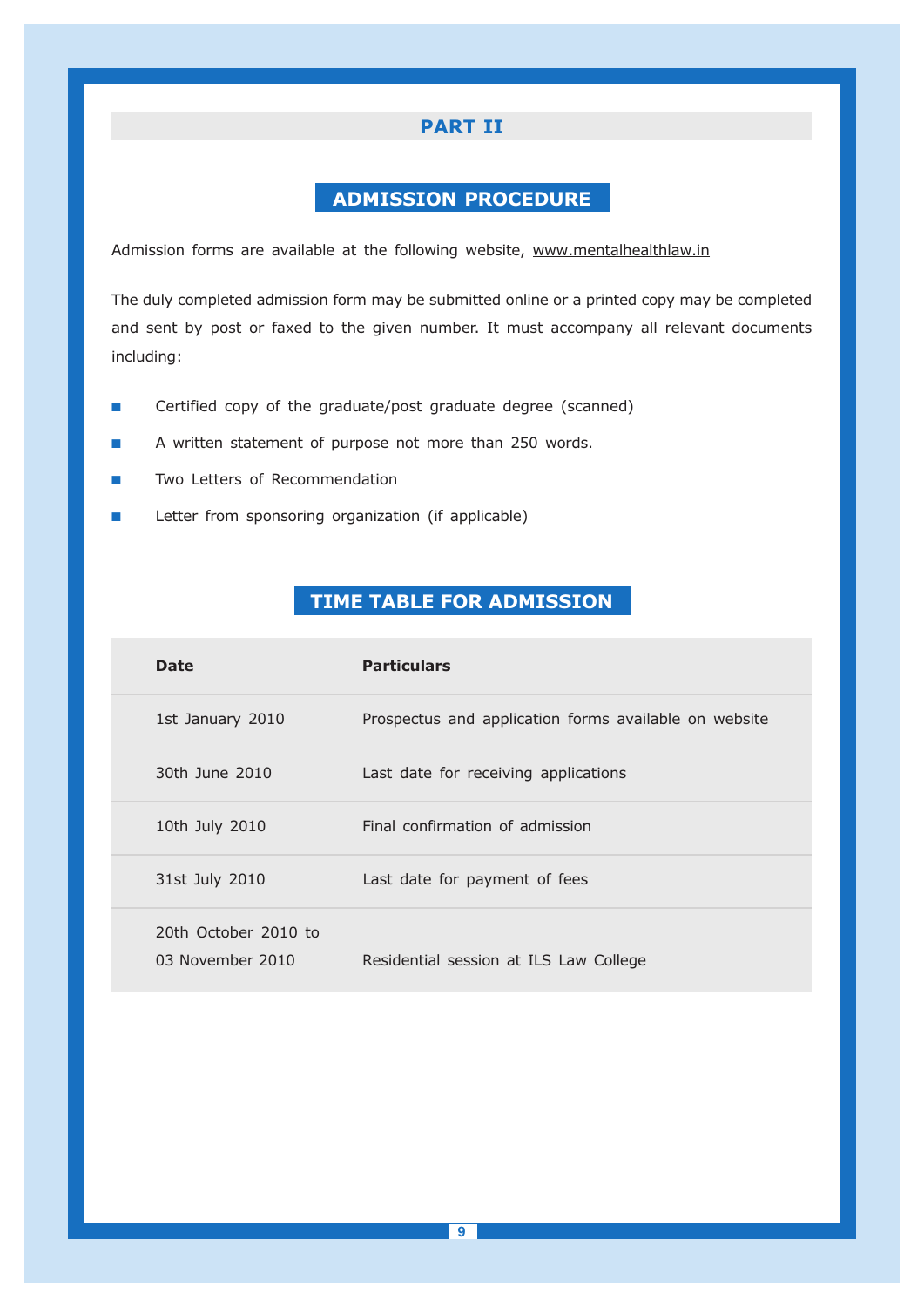## PART II

### ADMISSION PROCEDURE

Admission forms are available at the following website, www.mentalhealthlaw.in

The duly completed admission form may be submitted online or a printed copy may be completed and sent by post or faxed to the given number. It must accompany all relevant documents including:

- Certified copy of the graduate/post graduate degree (scanned)
- A written statement of purpose not more than 250 words.
- Two Letters of Recommendation
- Letter from sponsoring organization (if applicable)

### TIME TABLE FOR ADMISSION

| Date | Particulars |
|---|---|
| 1st January 2010 | Prospectus and application forms available on website |
| 30th June 2010 | Last date for receiving applications |
| 10th July 2010 | Final confirmation of admission |
| 31st July 2010 | Last date for payment of fees |
| 20th October 2010 to 03 November 2010 | Residential session at ILS Law College |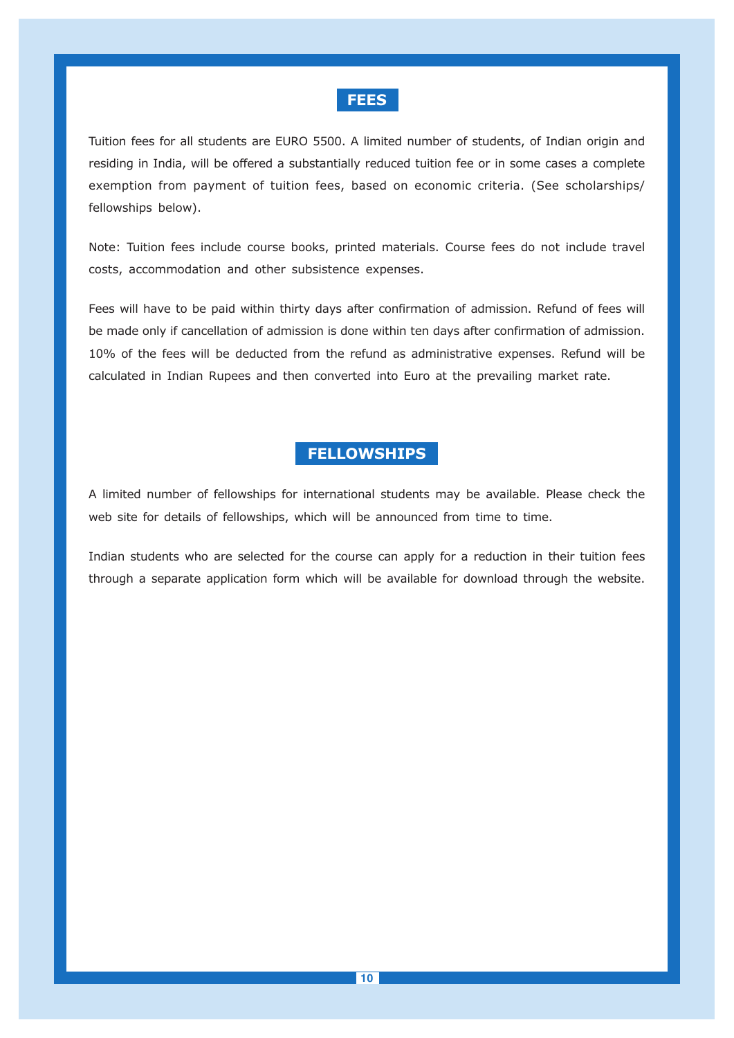## FEES

Tuition fees for all students are EURO 5500. A limited number of students, of Indian origin and residing in India, will be offered a substantially reduced tuition fee or in some cases a complete exemption from payment of tuition fees, based on economic criteria. (See scholarships/ fellowships below).

Note: Tuition fees include course books, printed materials. Course fees do not include travel costs, accommodation and other subsistence expenses.

Fees will have to be paid within thirty days after confirmation of admission. Refund of fees will be made only if cancellation of admission is done within ten days after confirmation of admission. 10% of the fees will be deducted from the refund as administrative expenses. Refund will be calculated in Indian Rupees and then converted into Euro at the prevailing market rate.

## FELLOWSHIPS

A limited number of fellowships for international students may be available. Please check the web site for details of fellowships, which will be announced from time to time.

Indian students who are selected for the course can apply for a reduction in their tuition fees through a separate application form which will be available for download through the website.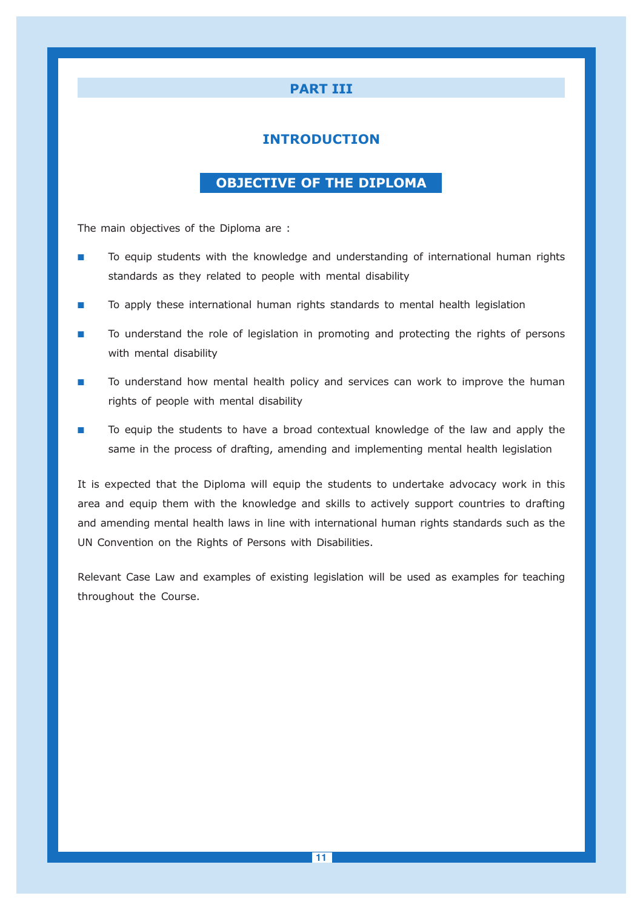# PART III

## INTRODUCTION

### OBJECTIVE OF THE DIPLOMA

The main objectives of the Diploma are :

- To equip students with the knowledge and understanding of international human rights standards as they related to people with mental disability
- To apply these international human rights standards to mental health legislation
- To understand the role of legislation in promoting and protecting the rights of persons with mental disability
- To understand how mental health policy and services can work to improve the human rights of people with mental disability
- To equip the students to have a broad contextual knowledge of the law and apply the same in the process of drafting, amending and implementing mental health legislation

It is expected that the Diploma will equip the students to undertake advocacy work in this area and equip them with the knowledge and skills to actively support countries to drafting and amending mental health laws in line with international human rights standards such as the UN Convention on the Rights of Persons with Disabilities.

Relevant Case Law and examples of existing legislation will be used as examples for teaching throughout the Course.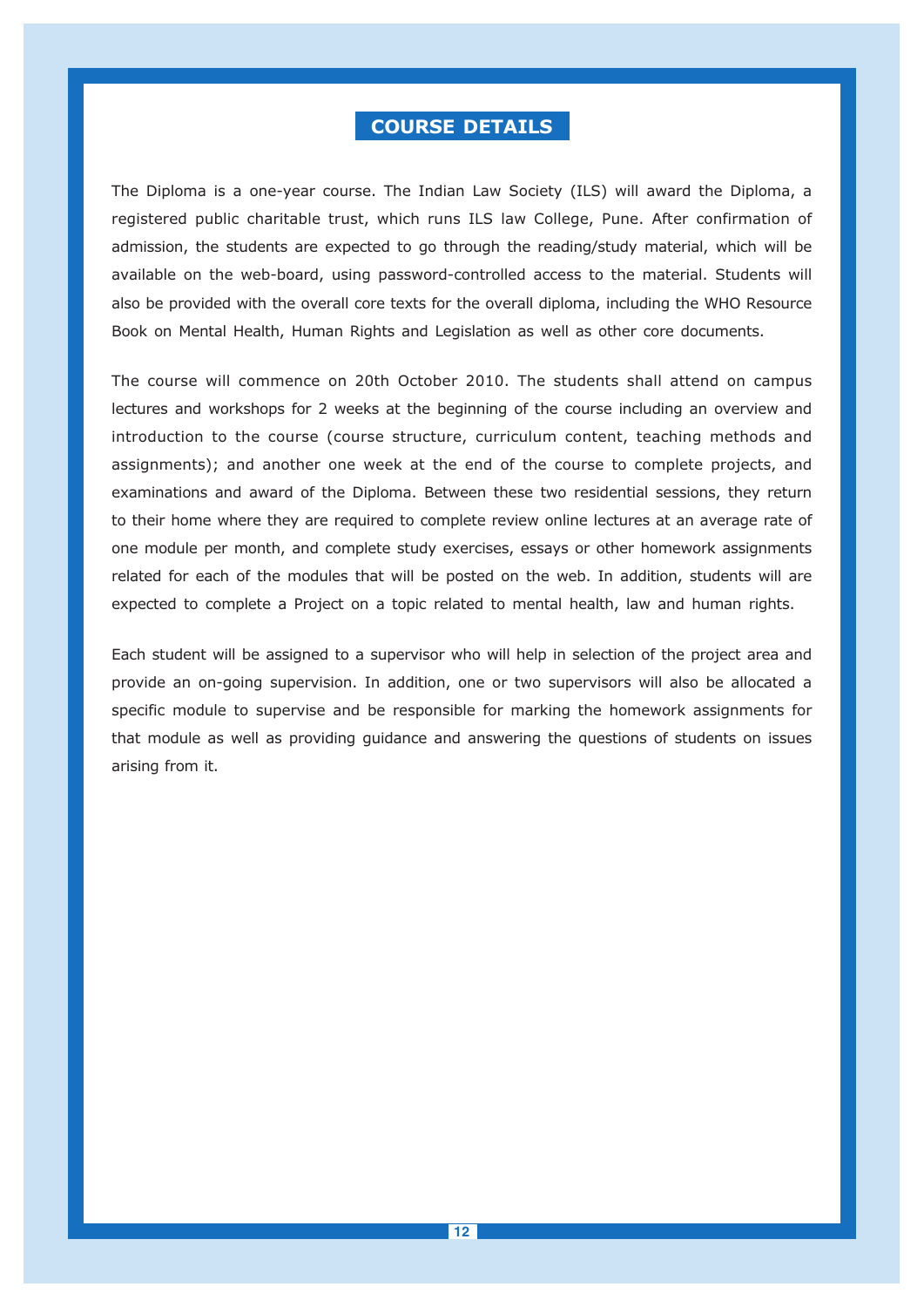## COURSE DETAILS

The Diploma is a one-year course. The Indian Law Society (ILS) will award the Diploma, a registered public charitable trust, which runs ILS law College, Pune. After confirmation of admission, the students are expected to go through the reading/study material, which will be available on the web-board, using password-controlled access to the material. Students will also be provided with the overall core texts for the overall diploma, including the WHO Resource Book on Mental Health, Human Rights and Legislation as well as other core documents.

The course will commence on 20th October 2010. The students shall attend on campus lectures and workshops for 2 weeks at the beginning of the course including an overview and introduction to the course (course structure, curriculum content, teaching methods and assignments); and another one week at the end of the course to complete projects, and examinations and award of the Diploma. Between these two residential sessions, they return to their home where they are required to complete review online lectures at an average rate of one module per month, and complete study exercises, essays or other homework assignments related for each of the modules that will be posted on the web. In addition, students will are expected to complete a Project on a topic related to mental health, law and human rights.

Each student will be assigned to a supervisor who will help in selection of the project area and provide an on-going supervision. In addition, one or two supervisors will also be allocated a specific module to supervise and be responsible for marking the homework assignments for that module as well as providing guidance and answering the questions of students on issues arising from it.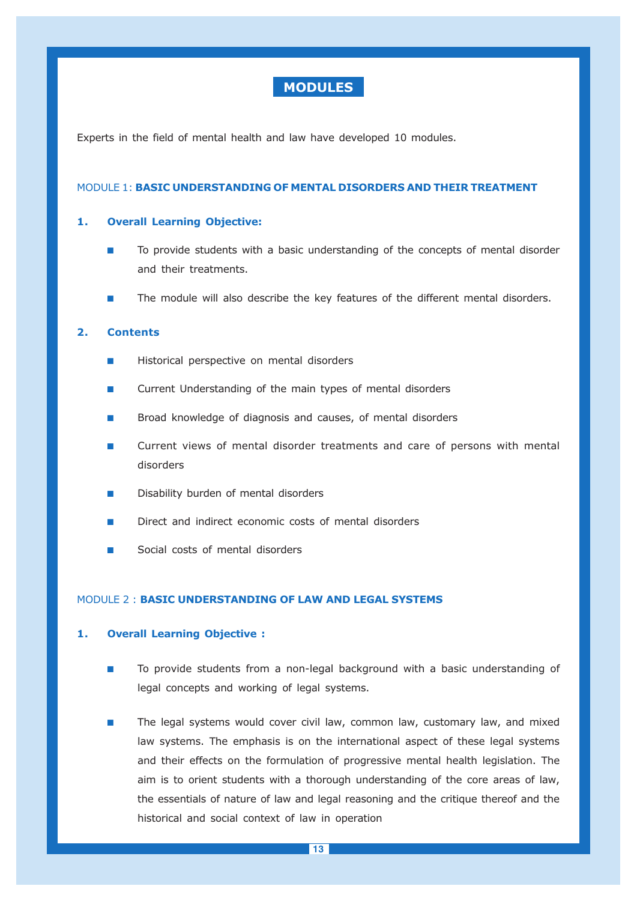# MODULES

Experts in the field of mental health and law have developed 10 modules.

## MODULE 1: **BASIC UNDERSTANDING OF MENTAL DISORDERS AND THEIR TREATMENT**

### 1. Overall Learning Objective:

- To provide students with a basic understanding of the concepts of mental disorder and their treatments.
- The module will also describe the key features of the different mental disorders.

### 2. Contents

- Historical perspective on mental disorders
- Current Understanding of the main types of mental disorders
- Broad knowledge of diagnosis and causes, of mental disorders
- Current views of mental disorder treatments and care of persons with mental disorders
- Disability burden of mental disorders
- Direct and indirect economic costs of mental disorders
- Social costs of mental disorders

## MODULE 2 : **BASIC UNDERSTANDING OF LAW AND LEGAL SYSTEMS**

### 1. Overall Learning Objective :

- To provide students from a non-legal background with a basic understanding of legal concepts and working of legal systems.
- The legal systems would cover civil law, common law, customary law, and mixed law systems. The emphasis is on the international aspect of these legal systems and their effects on the formulation of progressive mental health legislation. The aim is to orient students with a thorough understanding of the core areas of law, the essentials of nature of law and legal reasoning and the critique thereof and the historical and social context of law in operation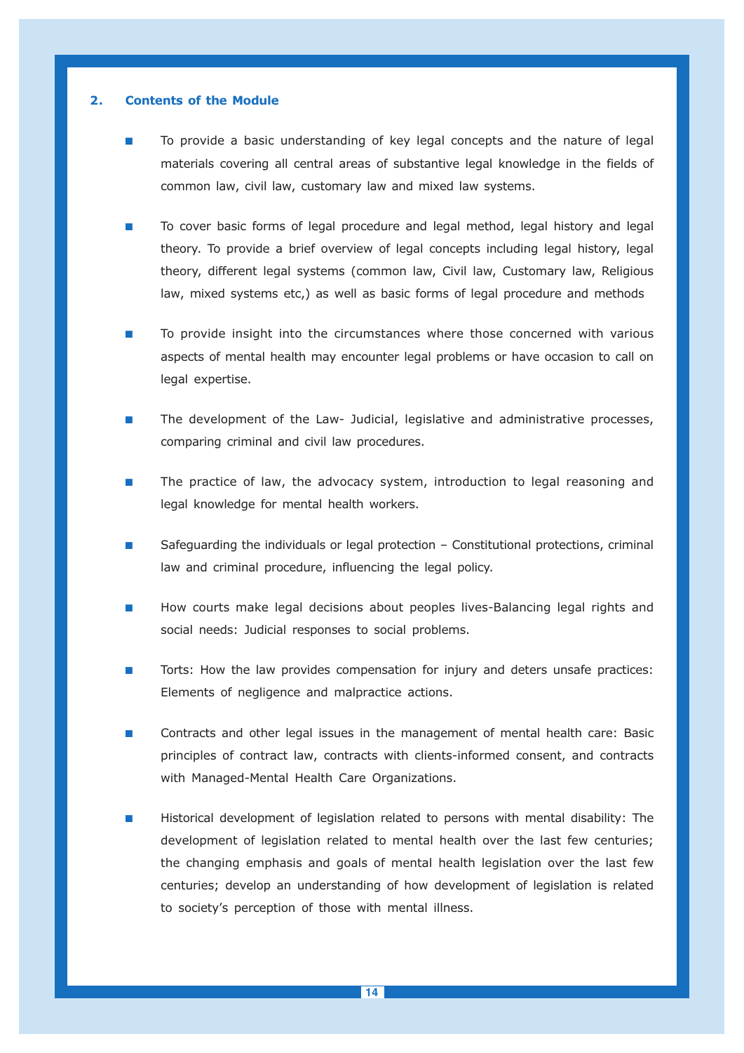## 2. Contents of the Module

- To provide a basic understanding of key legal concepts and the nature of legal materials covering all central areas of substantive legal knowledge in the fields of common law, civil law, customary law and mixed law systems.

- To cover basic forms of legal procedure and legal method, legal history and legal theory. To provide a brief overview of legal concepts including legal history, legal theory, different legal systems (common law, Civil law, Customary law, Religious law, mixed systems etc,) as well as basic forms of legal procedure and methods

- To provide insight into the circumstances where those concerned with various aspects of mental health may encounter legal problems or have occasion to call on legal expertise.

- The development of the Law- Judicial, legislative and administrative processes, comparing criminal and civil law procedures.

- The practice of law, the advocacy system, introduction to legal reasoning and legal knowledge for mental health workers.

- Safeguarding the individuals or legal protection – Constitutional protections, criminal law and criminal procedure, influencing the legal policy.

- How courts make legal decisions about peoples lives-Balancing legal rights and social needs: Judicial responses to social problems.

- Torts: How the law provides compensation for injury and deters unsafe practices: Elements of negligence and malpractice actions.

- Contracts and other legal issues in the management of mental health care: Basic principles of contract law, contracts with clients-informed consent, and contracts with Managed-Mental Health Care Organizations.

- Historical development of legislation related to persons with mental disability: The development of legislation related to mental health over the last few centuries; the changing emphasis and goals of mental health legislation over the last few centuries; develop an understanding of how development of legislation is related to society's perception of those with mental illness.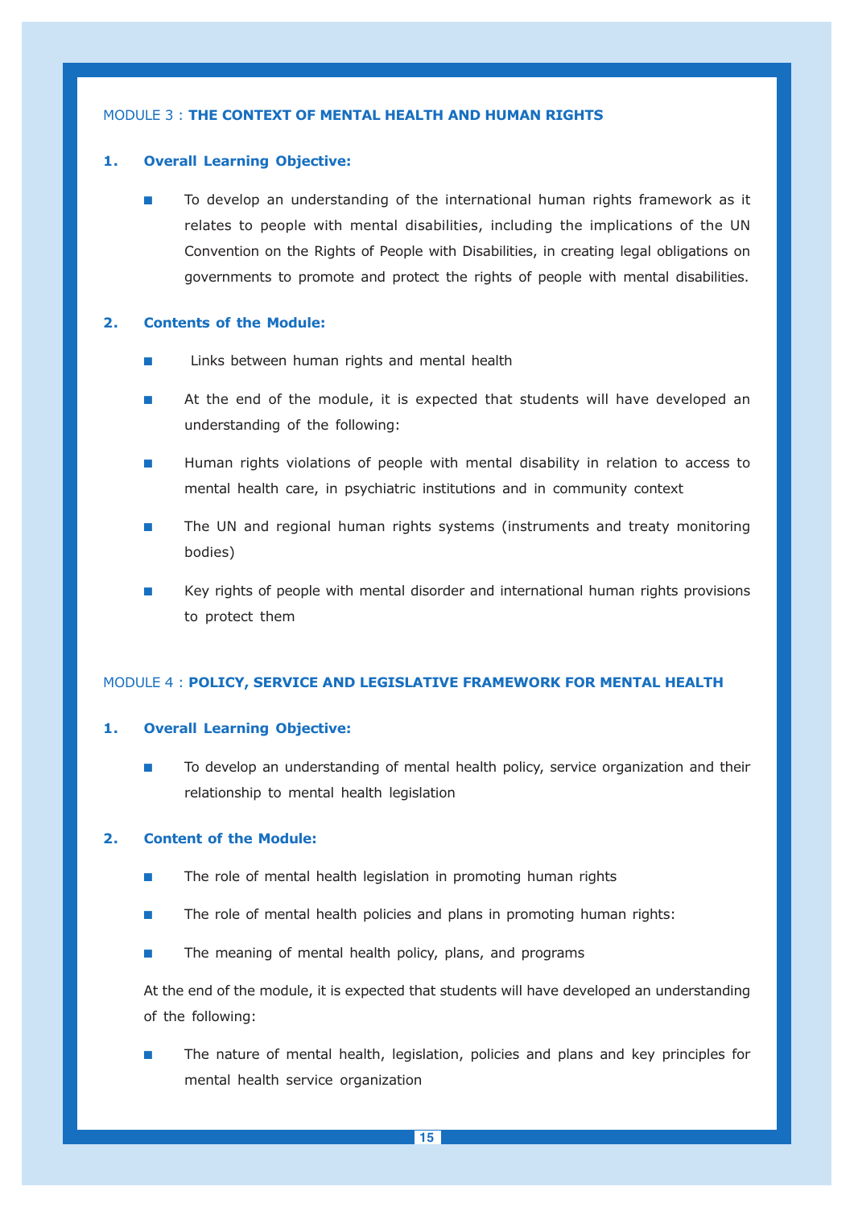## MODULE 3 : THE CONTEXT OF MENTAL HEALTH AND HUMAN RIGHTS

### 1. Overall Learning Objective:

- To develop an understanding of the international human rights framework as it relates to people with mental disabilities, including the implications of the UN Convention on the Rights of People with Disabilities, in creating legal obligations on governments to promote and protect the rights of people with mental disabilities.

### 2. Contents of the Module:

- Links between human rights and mental health
- At the end of the module, it is expected that students will have developed an understanding of the following:
- Human rights violations of people with mental disability in relation to access to mental health care, in psychiatric institutions and in community context
- The UN and regional human rights systems (instruments and treaty monitoring bodies)
- Key rights of people with mental disorder and international human rights provisions to protect them

## MODULE 4 : POLICY, SERVICE AND LEGISLATIVE FRAMEWORK FOR MENTAL HEALTH

### 1. Overall Learning Objective:

- To develop an understanding of mental health policy, service organization and their relationship to mental health legislation

### 2. Content of the Module:

- The role of mental health legislation in promoting human rights
- The role of mental health policies and plans in promoting human rights:
- The meaning of mental health policy, plans, and programs

At the end of the module, it is expected that students will have developed an understanding of the following:

- The nature of mental health, legislation, policies and plans and key principles for mental health service organization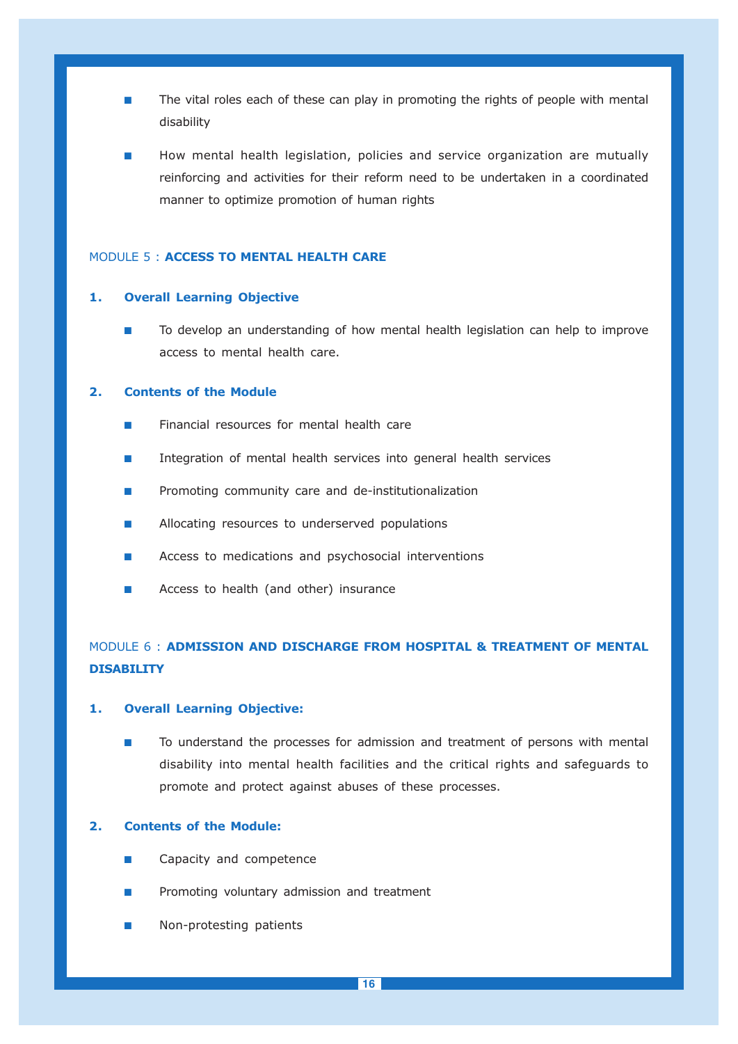- The vital roles each of these can play in promoting the rights of people with mental disability
- How mental health legislation, policies and service organization are mutually reinforcing and activities for their reform need to be undertaken in a coordinated manner to optimize promotion of human rights

## MODULE 5 : **ACCESS TO MENTAL HEALTH CARE**

### 1. Overall Learning Objective

- To develop an understanding of how mental health legislation can help to improve access to mental health care.

### 2. Contents of the Module

- Financial resources for mental health care
- Integration of mental health services into general health services
- Promoting community care and de-institutionalization
- Allocating resources to underserved populations
- Access to medications and psychosocial interventions
- Access to health (and other) insurance

## MODULE 6 : **ADMISSION AND DISCHARGE FROM HOSPITAL & TREATMENT OF MENTAL DISABILITY**

### 1. Overall Learning Objective:

- To understand the processes for admission and treatment of persons with mental disability into mental health facilities and the critical rights and safeguards to promote and protect against abuses of these processes.

### 2. Contents of the Module:

- Capacity and competence
- Promoting voluntary admission and treatment
- Non-protesting patients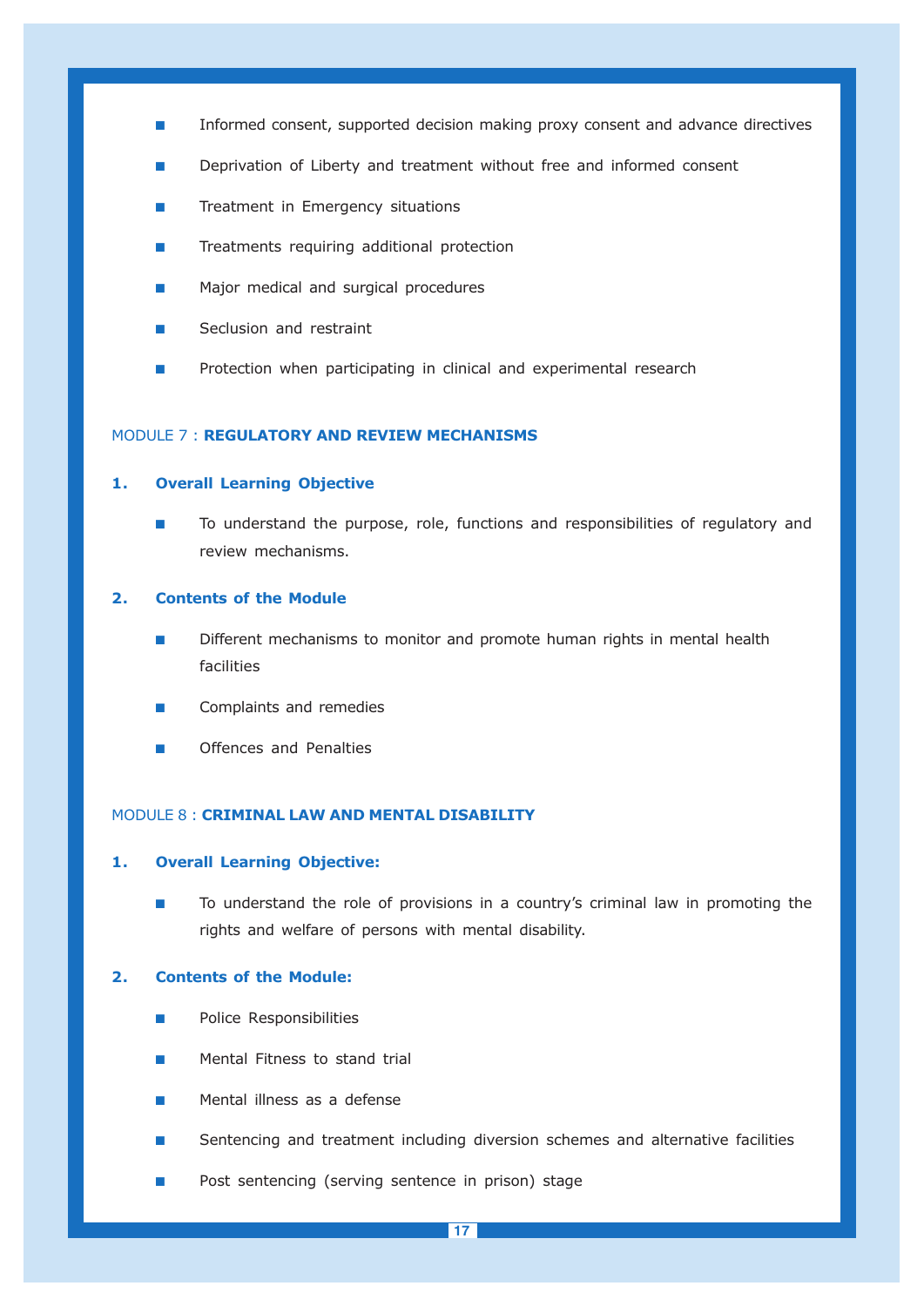- Informed consent, supported decision making proxy consent and advance directives
- Deprivation of Liberty and treatment without free and informed consent
- Treatment in Emergency situations
- Treatments requiring additional protection
- Major medical and surgical procedures
- Seclusion and restraint
- Protection when participating in clinical and experimental research

## MODULE 7 : **REGULATORY AND REVIEW MECHANISMS**

### 1. Overall Learning Objective

- To understand the purpose, role, functions and responsibilities of regulatory and review mechanisms.

### 2. Contents of the Module

- Different mechanisms to monitor and promote human rights in mental health facilities
- Complaints and remedies
- Offences and Penalties

## MODULE 8 : **CRIMINAL LAW AND MENTAL DISABILITY**

### 1. Overall Learning Objective:

- To understand the role of provisions in a country's criminal law in promoting the rights and welfare of persons with mental disability.

### 2. Contents of the Module:

- Police Responsibilities
- Mental Fitness to stand trial
- Mental illness as a defense
- Sentencing and treatment including diversion schemes and alternative facilities
- Post sentencing (serving sentence in prison) stage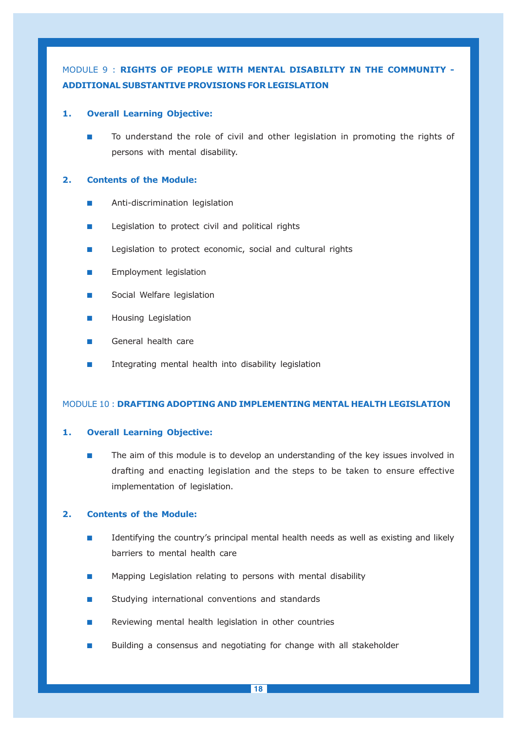## MODULE 9 : **RIGHTS OF PEOPLE WITH MENTAL DISABILITY IN THE COMMUNITY - ADDITIONAL SUBSTANTIVE PROVISIONS FOR LEGISLATION**

### 1. Overall Learning Objective:

- To understand the role of civil and other legislation in promoting the rights of persons with mental disability.

### 2. Contents of the Module:

- Anti-discrimination legislation
- Legislation to protect civil and political rights
- Legislation to protect economic, social and cultural rights
- Employment legislation
- Social Welfare legislation
- Housing Legislation
- General health care
- Integrating mental health into disability legislation

## MODULE 10 : **DRAFTING ADOPTING AND IMPLEMENTING MENTAL HEALTH LEGISLATION**

### 1. Overall Learning Objective:

- The aim of this module is to develop an understanding of the key issues involved in drafting and enacting legislation and the steps to be taken to ensure effective implementation of legislation.

### 2. Contents of the Module:

- Identifying the country's principal mental health needs as well as existing and likely barriers to mental health care
- Mapping Legislation relating to persons with mental disability
- Studying international conventions and standards
- Reviewing mental health legislation in other countries
- Building a consensus and negotiating for change with all stakeholder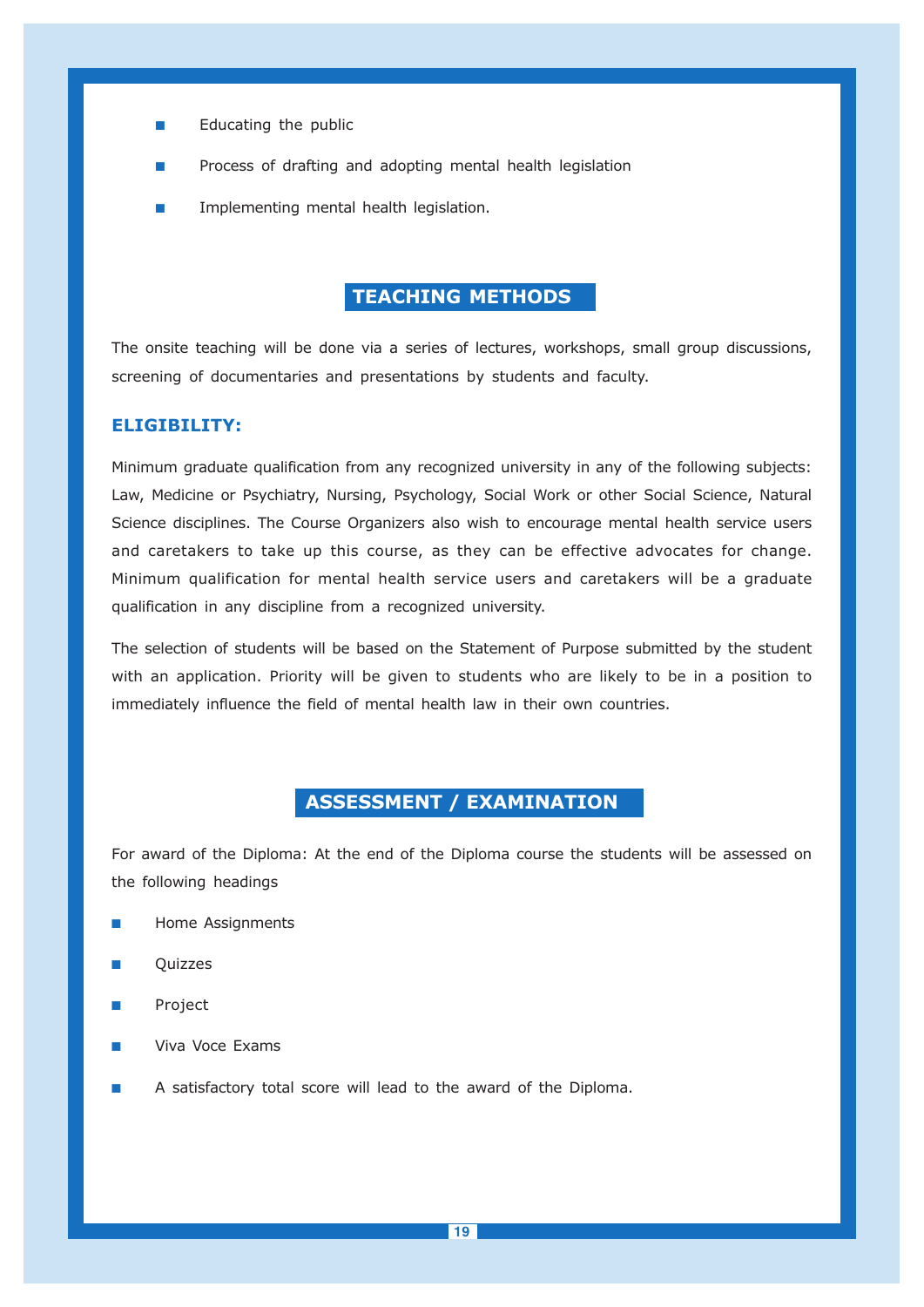- Educating the public
- Process of drafting and adopting mental health legislation
- Implementing mental health legislation.

## TEACHING METHODS

The onsite teaching will be done via a series of lectures, workshops, small group discussions, screening of documentaries and presentations by students and faculty.

### ELIGIBILITY:

Minimum graduate qualification from any recognized university in any of the following subjects: Law, Medicine or Psychiatry, Nursing, Psychology, Social Work or other Social Science, Natural Science disciplines. The Course Organizers also wish to encourage mental health service users and caretakers to take up this course, as they can be effective advocates for change. Minimum qualification for mental health service users and caretakers will be a graduate qualification in any discipline from a recognized university.

The selection of students will be based on the Statement of Purpose submitted by the student with an application. Priority will be given to students who are likely to be in a position to immediately influence the field of mental health law in their own countries.

## ASSESSMENT / EXAMINATION

For award of the Diploma: At the end of the Diploma course the students will be assessed on the following headings

- Home Assignments
- Quizzes
- Project
- Viva Voce Exams
- A satisfactory total score will lead to the award of the Diploma.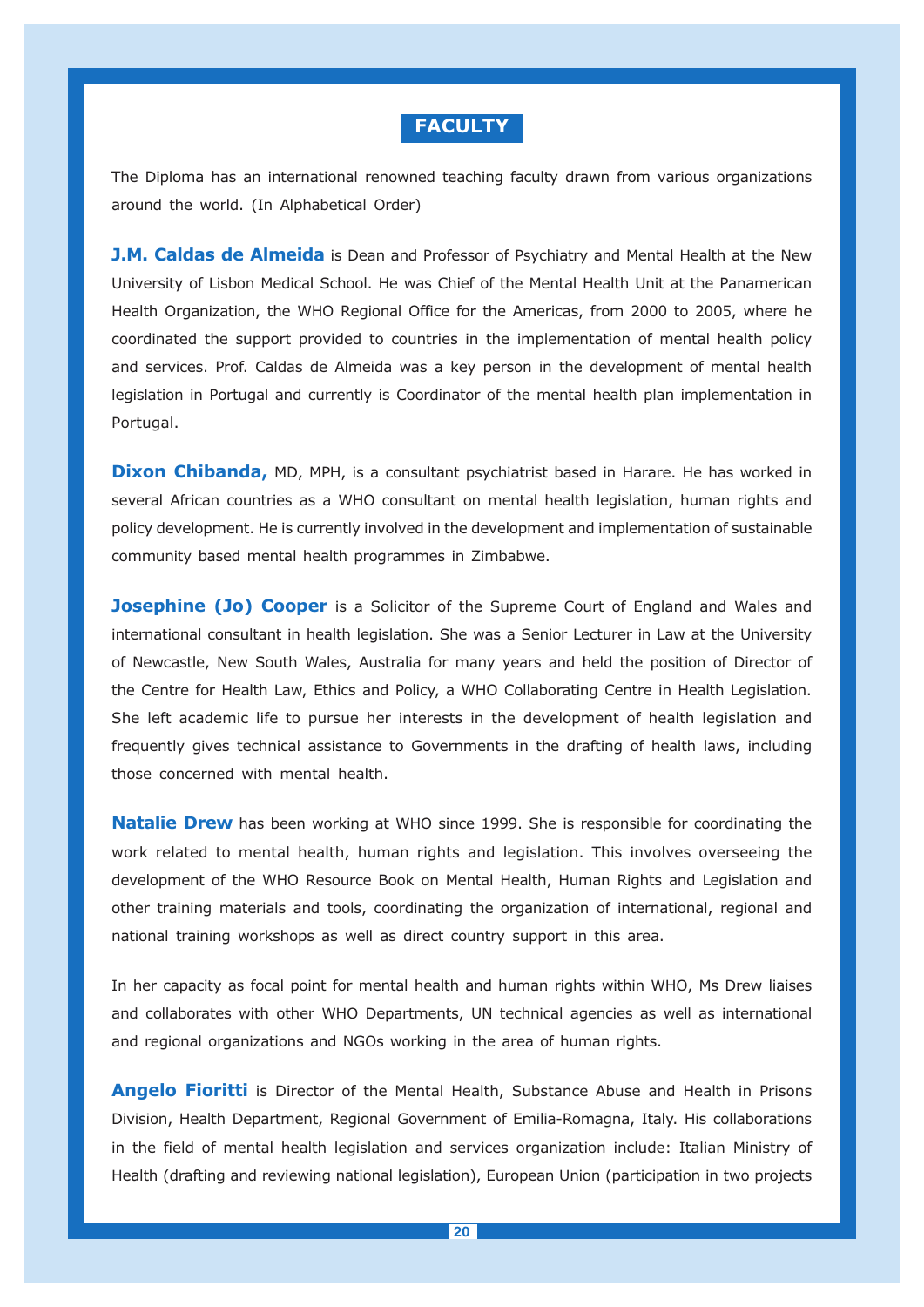## FACULTY

The Diploma has an international renowned teaching faculty drawn from various organizations around the world. (In Alphabetical Order)

**J.M. Caldas de Almeida** is Dean and Professor of Psychiatry and Mental Health at the New University of Lisbon Medical School. He was Chief of the Mental Health Unit at the Panamerican Health Organization, the WHO Regional Office for the Americas, from 2000 to 2005, where he coordinated the support provided to countries in the implementation of mental health policy and services. Prof. Caldas de Almeida was a key person in the development of mental health legislation in Portugal and currently is Coordinator of the mental health plan implementation in Portugal.

**Dixon Chibanda,** MD, MPH, is a consultant psychiatrist based in Harare. He has worked in several African countries as a WHO consultant on mental health legislation, human rights and policy development. He is currently involved in the development and implementation of sustainable community based mental health programmes in Zimbabwe.

**Josephine (Jo) Cooper** is a Solicitor of the Supreme Court of England and Wales and international consultant in health legislation. She was a Senior Lecturer in Law at the University of Newcastle, New South Wales, Australia for many years and held the position of Director of the Centre for Health Law, Ethics and Policy, a WHO Collaborating Centre in Health Legislation. She left academic life to pursue her interests in the development of health legislation and frequently gives technical assistance to Governments in the drafting of health laws, including those concerned with mental health.

**Natalie Drew** has been working at WHO since 1999. She is responsible for coordinating the work related to mental health, human rights and legislation. This involves overseeing the development of the WHO Resource Book on Mental Health, Human Rights and Legislation and other training materials and tools, coordinating the organization of international, regional and national training workshops as well as direct country support in this area.

In her capacity as focal point for mental health and human rights within WHO, Ms Drew liaises and collaborates with other WHO Departments, UN technical agencies as well as international and regional organizations and NGOs working in the area of human rights.

**Angelo Fioritti** is Director of the Mental Health, Substance Abuse and Health in Prisons Division, Health Department, Regional Government of Emilia-Romagna, Italy. His collaborations in the field of mental health legislation and services organization include: Italian Ministry of Health (drafting and reviewing national legislation), European Union (participation in two projects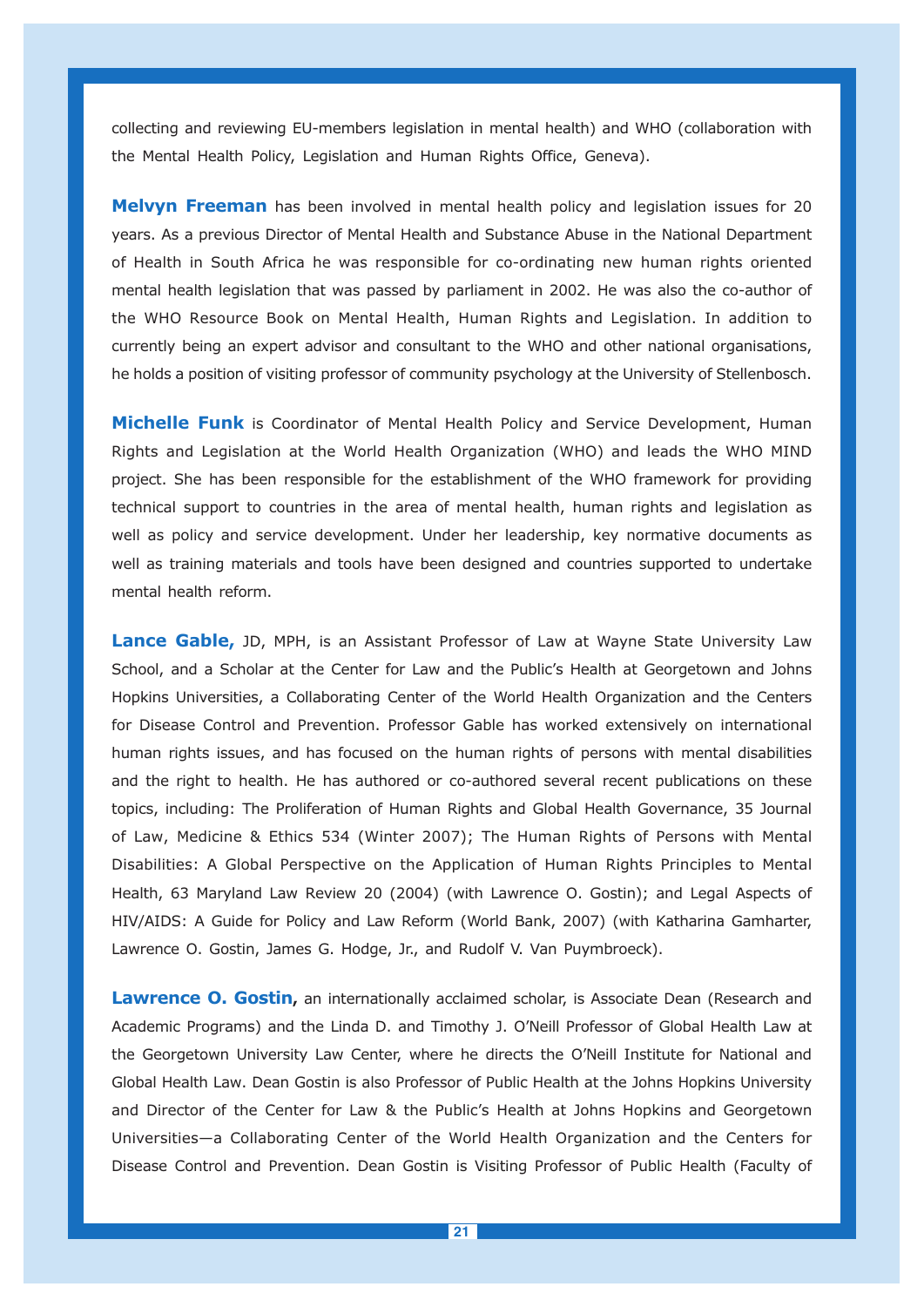collecting and reviewing EU-members legislation in mental health) and WHO (collaboration with the Mental Health Policy, Legislation and Human Rights Office, Geneva).

**Melvyn Freeman** has been involved in mental health policy and legislation issues for 20 years. As a previous Director of Mental Health and Substance Abuse in the National Department of Health in South Africa he was responsible for co-ordinating new human rights oriented mental health legislation that was passed by parliament in 2002. He was also the co-author of the WHO Resource Book on Mental Health, Human Rights and Legislation. In addition to currently being an expert advisor and consultant to the WHO and other national organisations, he holds a position of visiting professor of community psychology at the University of Stellenbosch.

**Michelle Funk** is Coordinator of Mental Health Policy and Service Development, Human Rights and Legislation at the World Health Organization (WHO) and leads the WHO MIND project. She has been responsible for the establishment of the WHO framework for providing technical support to countries in the area of mental health, human rights and legislation as well as policy and service development. Under her leadership, key normative documents as well as training materials and tools have been designed and countries supported to undertake mental health reform.

**Lance Gable,** JD, MPH, is an Assistant Professor of Law at Wayne State University Law School, and a Scholar at the Center for Law and the Public's Health at Georgetown and Johns Hopkins Universities, a Collaborating Center of the World Health Organization and the Centers for Disease Control and Prevention. Professor Gable has worked extensively on international human rights issues, and has focused on the human rights of persons with mental disabilities and the right to health. He has authored or co-authored several recent publications on these topics, including: The Proliferation of Human Rights and Global Health Governance, 35 Journal of Law, Medicine & Ethics 534 (Winter 2007); The Human Rights of Persons with Mental Disabilities: A Global Perspective on the Application of Human Rights Principles to Mental Health, 63 Maryland Law Review 20 (2004) (with Lawrence O. Gostin); and Legal Aspects of HIV/AIDS: A Guide for Policy and Law Reform (World Bank, 2007) (with Katharina Gamharter, Lawrence O. Gostin, James G. Hodge, Jr., and Rudolf V. Van Puymbroeck).

**Lawrence O. Gostin,** an internationally acclaimed scholar, is Associate Dean (Research and Academic Programs) and the Linda D. and Timothy J. O'Neill Professor of Global Health Law at the Georgetown University Law Center, where he directs the O'Neill Institute for National and Global Health Law. Dean Gostin is also Professor of Public Health at the Johns Hopkins University and Director of the Center for Law & the Public's Health at Johns Hopkins and Georgetown Universities—a Collaborating Center of the World Health Organization and the Centers for Disease Control and Prevention. Dean Gostin is Visiting Professor of Public Health (Faculty of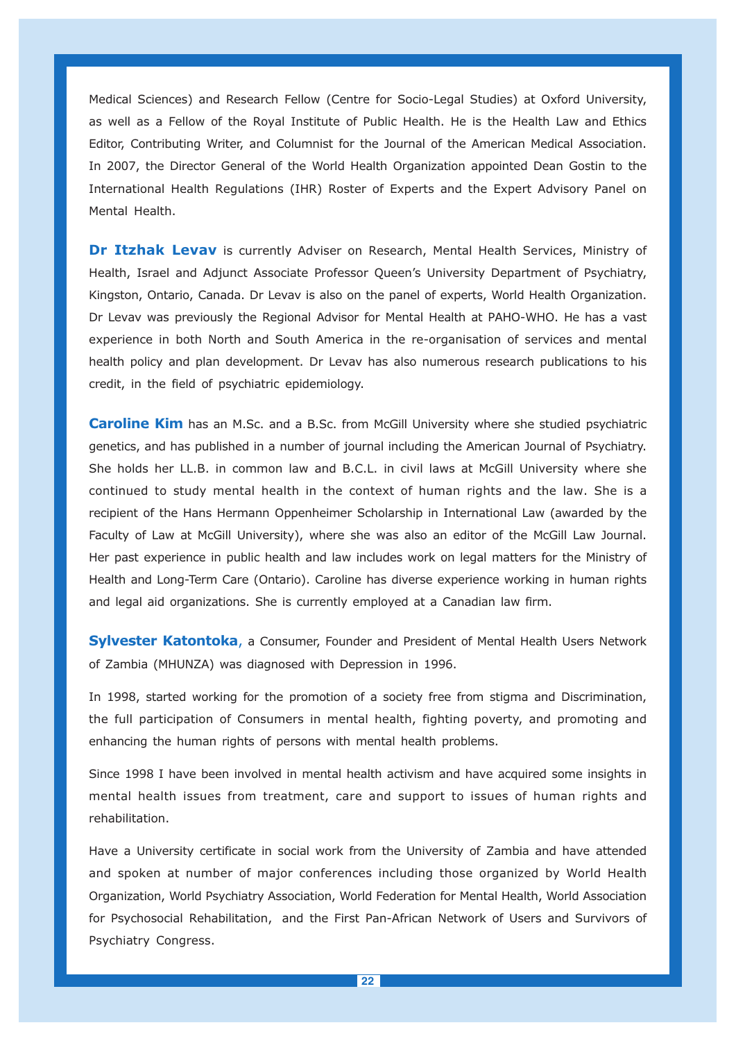Medical Sciences) and Research Fellow (Centre for Socio-Legal Studies) at Oxford University, as well as a Fellow of the Royal Institute of Public Health. He is the Health Law and Ethics Editor, Contributing Writer, and Columnist for the Journal of the American Medical Association. In 2007, the Director General of the World Health Organization appointed Dean Gostin to the International Health Regulations (IHR) Roster of Experts and the Expert Advisory Panel on Mental Health.

**Dr Itzhak Levav** is currently Adviser on Research, Mental Health Services, Ministry of Health, Israel and Adjunct Associate Professor Queen's University Department of Psychiatry, Kingston, Ontario, Canada. Dr Levav is also on the panel of experts, World Health Organization. Dr Levav was previously the Regional Advisor for Mental Health at PAHO-WHO. He has a vast experience in both North and South America in the re-organisation of services and mental health policy and plan development. Dr Levav has also numerous research publications to his credit, in the field of psychiatric epidemiology.

**Caroline Kim** has an M.Sc. and a B.Sc. from McGill University where she studied psychiatric genetics, and has published in a number of journal including the American Journal of Psychiatry. She holds her LL.B. in common law and B.C.L. in civil laws at McGill University where she continued to study mental health in the context of human rights and the law. She is a recipient of the Hans Hermann Oppenheimer Scholarship in International Law (awarded by the Faculty of Law at McGill University), where she was also an editor of the McGill Law Journal. Her past experience in public health and law includes work on legal matters for the Ministry of Health and Long-Term Care (Ontario). Caroline has diverse experience working in human rights and legal aid organizations. She is currently employed at a Canadian law firm.

**Sylvester Katontoka**, a Consumer, Founder and President of Mental Health Users Network of Zambia (MHUNZA) was diagnosed with Depression in 1996.

In 1998, started working for the promotion of a society free from stigma and Discrimination, the full participation of Consumers in mental health, fighting poverty, and promoting and enhancing the human rights of persons with mental health problems.

Since 1998 I have been involved in mental health activism and have acquired some insights in mental health issues from treatment, care and support to issues of human rights and rehabilitation.

Have a University certificate in social work from the University of Zambia and have attended and spoken at number of major conferences including those organized by World Health Organization, World Psychiatry Association, World Federation for Mental Health, World Association for Psychosocial Rehabilitation, and the First Pan-African Network of Users and Survivors of Psychiatry Congress.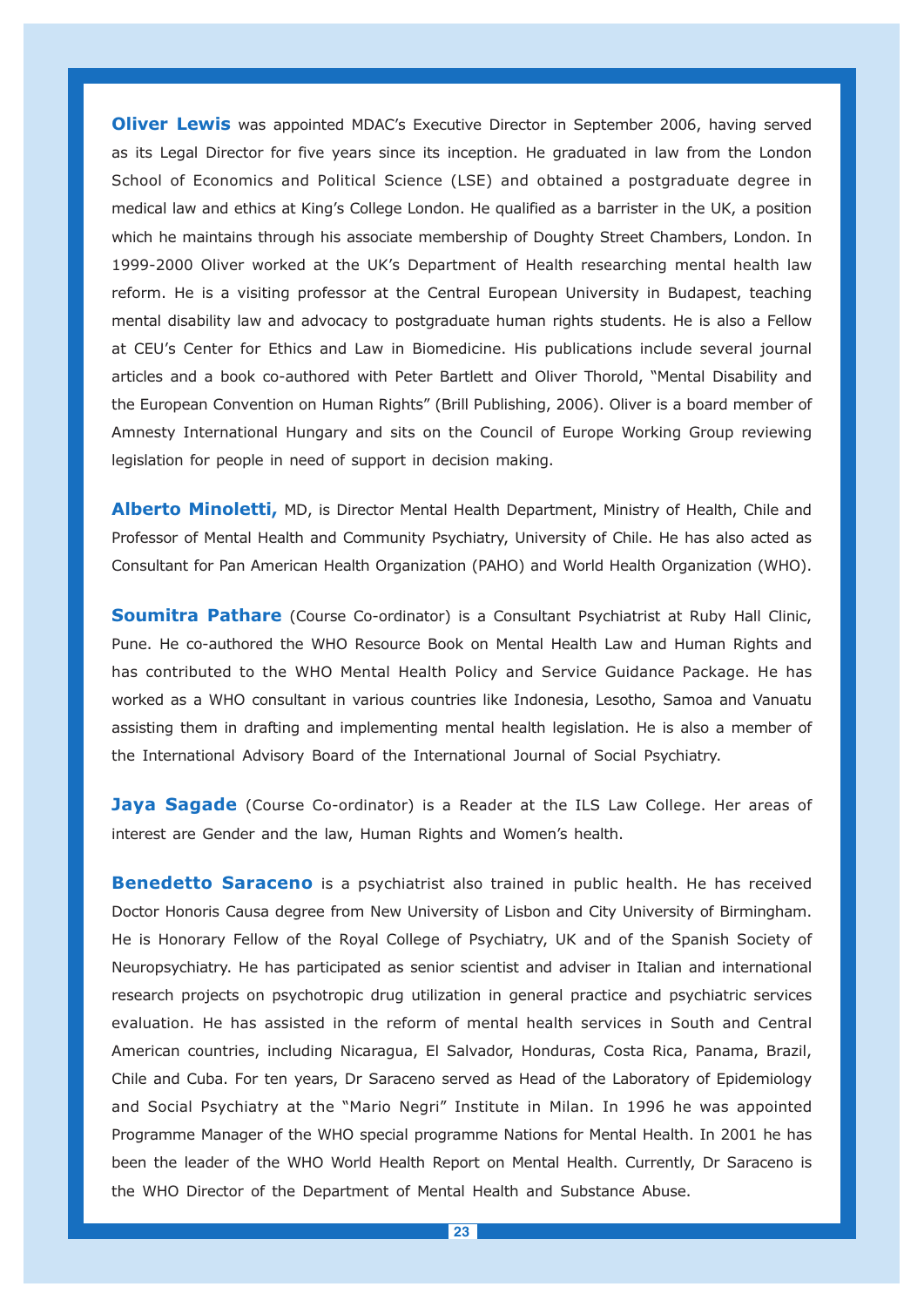**Oliver Lewis** was appointed MDAC's Executive Director in September 2006, having served as its Legal Director for five years since its inception. He graduated in law from the London School of Economics and Political Science (LSE) and obtained a postgraduate degree in medical law and ethics at King's College London. He qualified as a barrister in the UK, a position which he maintains through his associate membership of Doughty Street Chambers, London. In 1999-2000 Oliver worked at the UK's Department of Health researching mental health law reform. He is a visiting professor at the Central European University in Budapest, teaching mental disability law and advocacy to postgraduate human rights students. He is also a Fellow at CEU's Center for Ethics and Law in Biomedicine. His publications include several journal articles and a book co-authored with Peter Bartlett and Oliver Thorold, "Mental Disability and the European Convention on Human Rights" (Brill Publishing, 2006). Oliver is a board member of Amnesty International Hungary and sits on the Council of Europe Working Group reviewing legislation for people in need of support in decision making.

**Alberto Minoletti,** MD, is Director Mental Health Department, Ministry of Health, Chile and Professor of Mental Health and Community Psychiatry, University of Chile. He has also acted as Consultant for Pan American Health Organization (PAHO) and World Health Organization (WHO).

**Soumitra Pathare** (Course Co-ordinator) is a Consultant Psychiatrist at Ruby Hall Clinic, Pune. He co-authored the WHO Resource Book on Mental Health Law and Human Rights and has contributed to the WHO Mental Health Policy and Service Guidance Package. He has worked as a WHO consultant in various countries like Indonesia, Lesotho, Samoa and Vanuatu assisting them in drafting and implementing mental health legislation. He is also a member of the International Advisory Board of the International Journal of Social Psychiatry.

**Jaya Sagade** (Course Co-ordinator) is a Reader at the ILS Law College. Her areas of interest are Gender and the law, Human Rights and Women's health.

**Benedetto Saraceno** is a psychiatrist also trained in public health. He has received Doctor Honoris Causa degree from New University of Lisbon and City University of Birmingham. He is Honorary Fellow of the Royal College of Psychiatry, UK and of the Spanish Society of Neuropsychiatry. He has participated as senior scientist and adviser in Italian and international research projects on psychotropic drug utilization in general practice and psychiatric services evaluation. He has assisted in the reform of mental health services in South and Central American countries, including Nicaragua, El Salvador, Honduras, Costa Rica, Panama, Brazil, Chile and Cuba. For ten years, Dr Saraceno served as Head of the Laboratory of Epidemiology and Social Psychiatry at the "Mario Negri" Institute in Milan. In 1996 he was appointed Programme Manager of the WHO special programme Nations for Mental Health. In 2001 he has been the leader of the WHO World Health Report on Mental Health. Currently, Dr Saraceno is the WHO Director of the Department of Mental Health and Substance Abuse.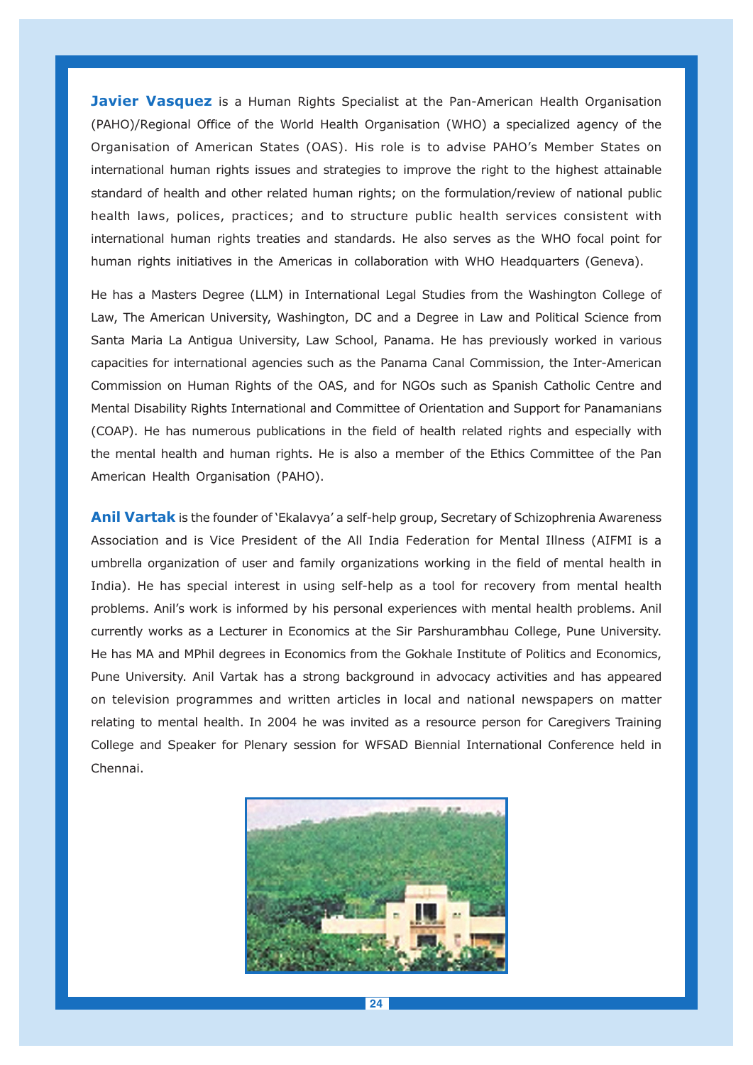**Javier Vasquez** is a Human Rights Specialist at the Pan-American Health Organisation (PAHO)/Regional Office of the World Health Organisation (WHO) a specialized agency of the Organisation of American States (OAS). His role is to advise PAHO's Member States on international human rights issues and strategies to improve the right to the highest attainable standard of health and other related human rights; on the formulation/review of national public health laws, polices, practices; and to structure public health services consistent with international human rights treaties and standards. He also serves as the WHO focal point for human rights initiatives in the Americas in collaboration with WHO Headquarters (Geneva).

He has a Masters Degree (LLM) in International Legal Studies from the Washington College of Law, The American University, Washington, DC and a Degree in Law and Political Science from Santa Maria La Antigua University, Law School, Panama. He has previously worked in various capacities for international agencies such as the Panama Canal Commission, the Inter-American Commission on Human Rights of the OAS, and for NGOs such as Spanish Catholic Centre and Mental Disability Rights International and Committee of Orientation and Support for Panamanians (COAP). He has numerous publications in the field of health related rights and especially with the mental health and human rights. He is also a member of the Ethics Committee of the Pan American Health Organisation (PAHO).

**Anil Vartak** is the founder of 'Ekalavya' a self-help group, Secretary of Schizophrenia Awareness Association and is Vice President of the All India Federation for Mental Illness (AIFMI is a umbrella organization of user and family organizations working in the field of mental health in India). He has special interest in using self-help as a tool for recovery from mental health problems. Anil's work is informed by his personal experiences with mental health problems. Anil currently works as a Lecturer in Economics at the Sir Parshurambhau College, Pune University. He has MA and MPhil degrees in Economics from the Gokhale Institute of Politics and Economics, Pune University. Anil Vartak has a strong background in advocacy activities and has appeared on television programmes and written articles in local and national newspapers on matter relating to mental health. In 2004 he was invited as a resource person for Caregivers Training College and Speaker for Plenary session for WFSAD Biennial International Conference held in Chennai.